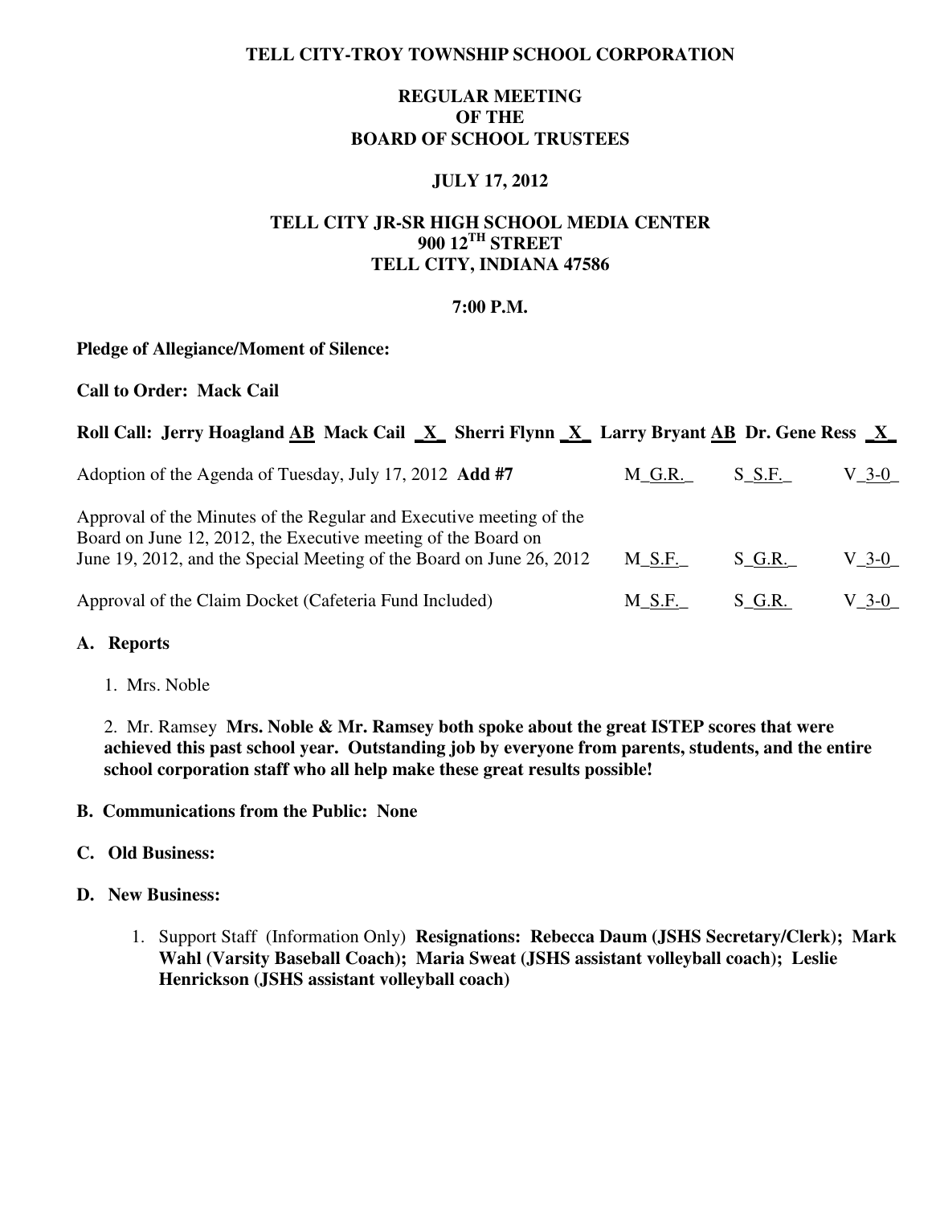**TELL CITY-TROY TOWNSHIP SCHOOL CORPORATION**

**REGULAR MEETING**
**OF THE**
**BOARD OF SCHOOL TRUSTEES**

**JULY 17, 2012**

**TELL CITY JR-SR HIGH SCHOOL MEDIA CENTER**
**900 12TH STREET**
**TELL CITY, INDIANA 47586**

**7:00 P.M.**

**Pledge of Allegiance/Moment of Silence:**

**Call to Order: Mack Cail**

**Roll Call: Jerry Hoagland AB Mack Cail _X_ Sherri Flynn _X_ Larry Bryant AB Dr. Gene Ress _X_**

| | | | |
|---|---|---|---|
| Adoption of the Agenda of Tuesday, July 17, 2012 **Add #7** | M_G.R._ | S_S.F._ | V_3-0_ |
| Approval of the Minutes of the Regular and Executive meeting of the Board on June 12, 2012, the Executive meeting of the Board on June 19, 2012, and the Special Meeting of the Board on June 26, 2012 | M_S.F._ | S_G.R._ | V_3-0_ |
| Approval of the Claim Docket (Cafeteria Fund Included) | M_S.F._ | S_G.R. | V_3-0_ |

**A. Reports**

1. Mrs. Noble

2. Mr. Ramsey **Mrs. Noble & Mr. Ramsey both spoke about the great ISTEP scores that were achieved this past school year. Outstanding job by everyone from parents, students, and the entire school corporation staff who all help make these great results possible!**

**B. Communications from the Public: None**

**C. Old Business:**

**D. New Business:**

1. Support Staff (Information Only) **Resignations: Rebecca Daum (JSHS Secretary/Clerk); Mark Wahl (Varsity Baseball Coach); Maria Sweat (JSHS assistant volleyball coach); Leslie Henrickson (JSHS assistant volleyball coach)**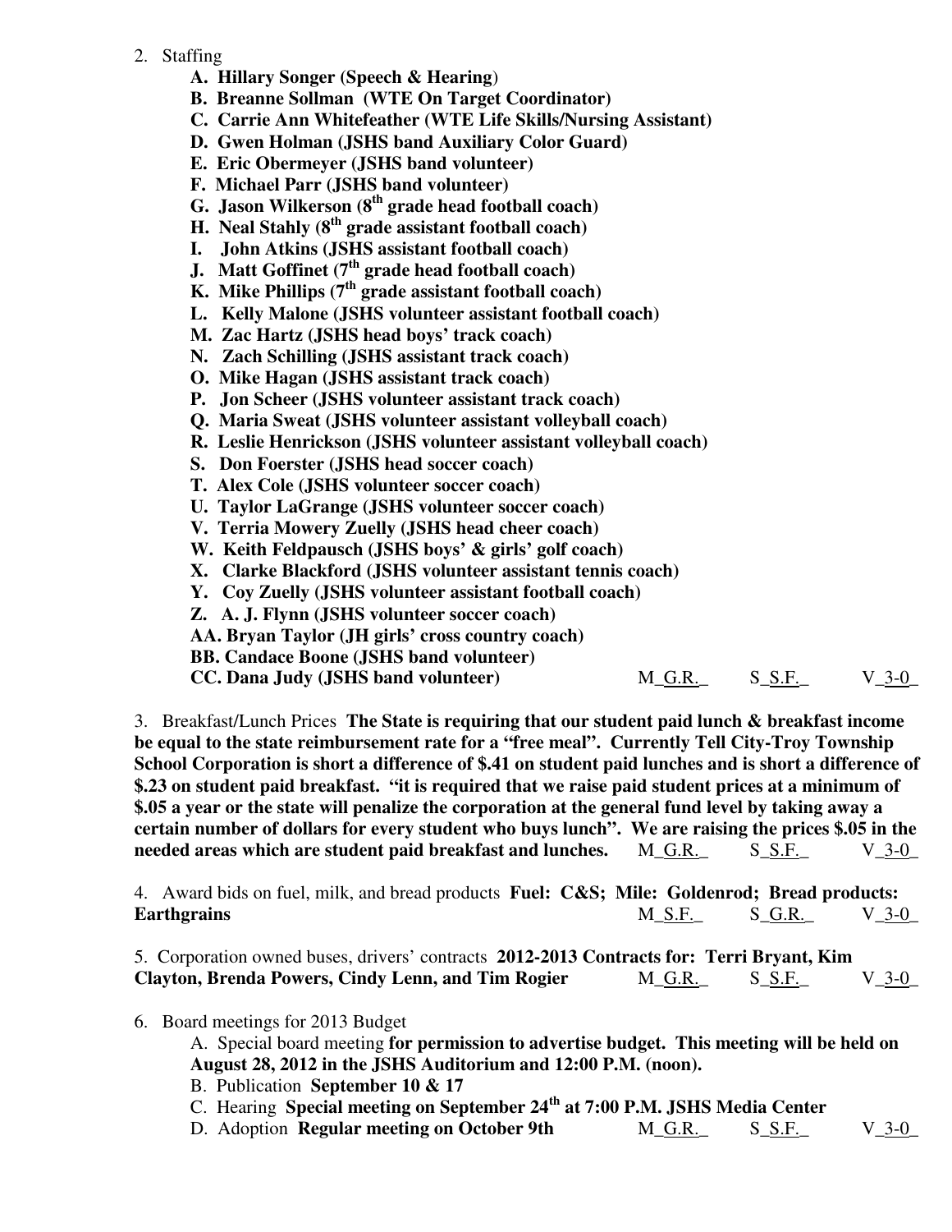2. Staffing

   **A. Hillary Songer (Speech & Hearing)**
   **B. Breanne Sollman (WTE On Target Coordinator)**
   **C. Carrie Ann Whitefeather (WTE Life Skills/Nursing Assistant)**
   **D. Gwen Holman (JSHS band Auxiliary Color Guard)**
   **E. Eric Obermeyer (JSHS band volunteer)**
   **F. Michael Parr (JSHS band volunteer)**
   **G. Jason Wilkerson (8th grade head football coach)**
   **H. Neal Stahly (8th grade assistant football coach)**
   **I. John Atkins (JSHS assistant football coach)**
   **J. Matt Goffinet (7th grade head football coach)**
   **K. Mike Phillips (7th grade assistant football coach)**
   **L. Kelly Malone (JSHS volunteer assistant football coach)**
   **M. Zac Hartz (JSHS head boys' track coach)**
   **N. Zach Schilling (JSHS assistant track coach)**
   **O. Mike Hagan (JSHS assistant track coach)**
   **P. Jon Scheer (JSHS volunteer assistant track coach)**
   **Q. Maria Sweat (JSHS volunteer assistant volleyball coach)**
   **R. Leslie Henrickson (JSHS volunteer assistant volleyball coach)**
   **S. Don Foerster (JSHS head soccer coach)**
   **T. Alex Cole (JSHS volunteer soccer coach)**
   **U. Taylor LaGrange (JSHS volunteer soccer coach)**
   **V. Terria Mowery Zuelly (JSHS head cheer coach)**
   **W. Keith Feldpausch (JSHS boys' & girls' golf coach)**
   **X. Clarke Blackford (JSHS volunteer assistant tennis coach)**
   **Y. Coy Zuelly (JSHS volunteer assistant football coach)**
   **Z. A. J. Flynn (JSHS volunteer soccer coach)**
   **AA. Bryan Taylor (JH girls' cross country coach)**
   **BB. Candace Boone (JSHS band volunteer)**
   **CC. Dana Judy (JSHS band volunteer)** M_G.R._ S_S.F._ V_3-0_

3. Breakfast/Lunch Prices **The State is requiring that our student paid lunch & breakfast income be equal to the state reimbursement rate for a "free meal". Currently Tell City-Troy Township School Corporation is short a difference of $.41 on student paid lunches and is short a difference of $.23 on student paid breakfast. "it is required that we raise paid student prices at a minimum of $.05 a year or the state will penalize the corporation at the general fund level by taking away a certain number of dollars for every student who buys lunch". We are raising the prices $.05 in the needed areas which are student paid breakfast and lunches.** M_G.R._ S_S.F._ V_3-0_

4. Award bids on fuel, milk, and bread products **Fuel: C&S; Mile: Goldenrod; Bread products: Earthgrains** M_S.F._ S_G.R._ V_3-0_

5. Corporation owned buses, drivers' contracts **2012-2013 Contracts for: Terri Bryant, Kim Clayton, Brenda Powers, Cindy Lenn, and Tim Rogier** M_G.R._ S_S.F._ V_3-0_

6. Board meetings for 2013 Budget

   A. Special board meeting **for permission to advertise budget. This meeting will be held on August 28, 2012 in the JSHS Auditorium and 12:00 P.M. (noon).**
   B. Publication **September 10 & 17**
   C. Hearing **Special meeting on September 24th at 7:00 P.M. JSHS Media Center**
   D. Adoption **Regular meeting on October 9th** M_G.R._ S_S.F._ V_3-0_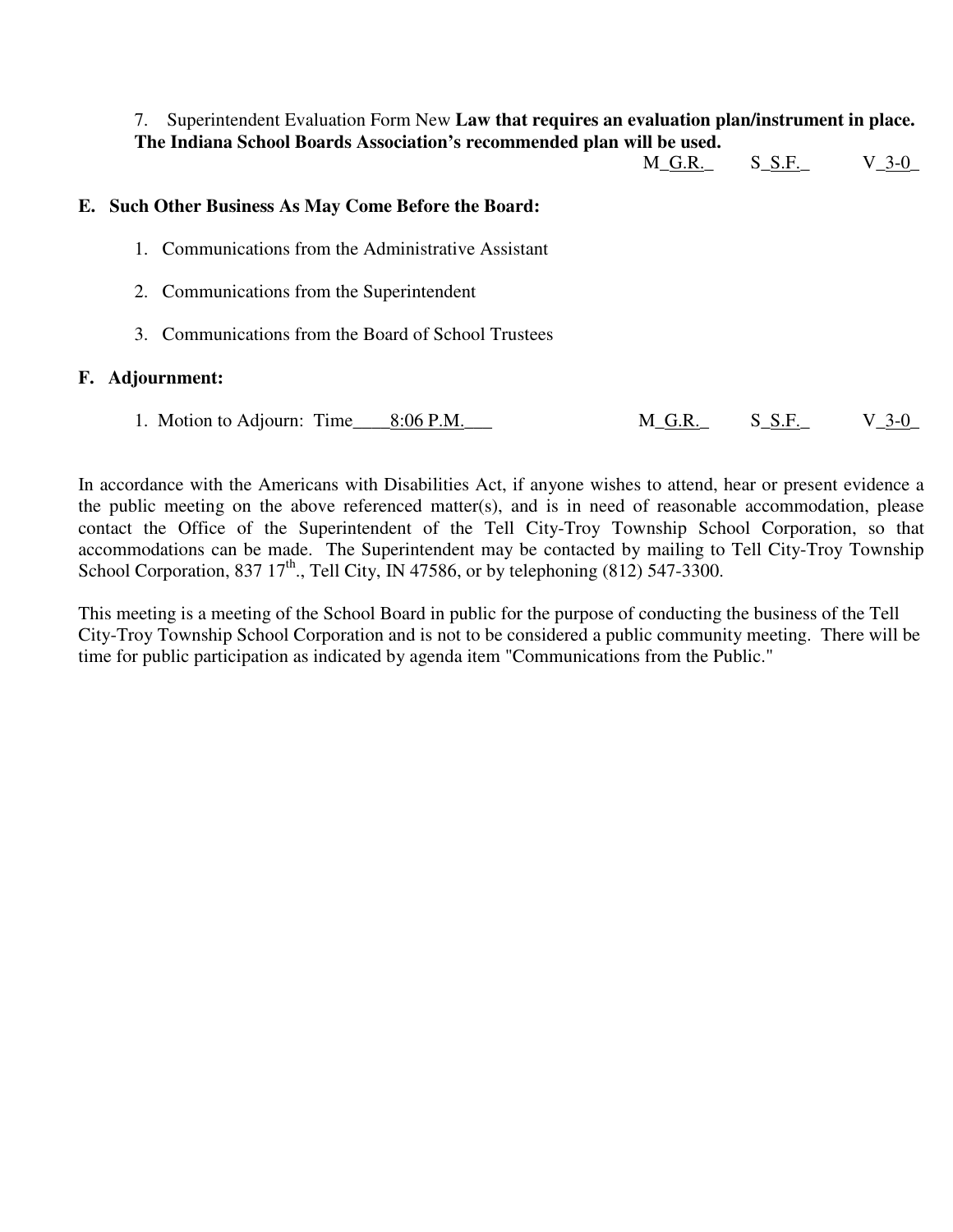7. Superintendent Evaluation Form New **Law that requires an evaluation plan/instrument in place. The Indiana School Boards Association's recommended plan will be used.**

M_G.R._ S_S.F._ V_3-0_

**E. Such Other Business As May Come Before the Board:**

1. Communications from the Administrative Assistant

2. Communications from the Superintendent

3. Communications from the Board of School Trustees

**F. Adjournment:**

1. Motion to Adjourn: Time____8:06 P.M.___ M_G.R._ S_S.F._ V_3-0_

In accordance with the Americans with Disabilities Act, if anyone wishes to attend, hear or present evidence a the public meeting on the above referenced matter(s), and is in need of reasonable accommodation, please contact the Office of the Superintendent of the Tell City-Troy Township School Corporation, so that accommodations can be made. The Superintendent may be contacted by mailing to Tell City-Troy Township School Corporation, 837 17th., Tell City, IN 47586, or by telephoning (812) 547-3300.

This meeting is a meeting of the School Board in public for the purpose of conducting the business of the Tell City-Troy Township School Corporation and is not to be considered a public community meeting. There will be time for public participation as indicated by agenda item "Communications from the Public."